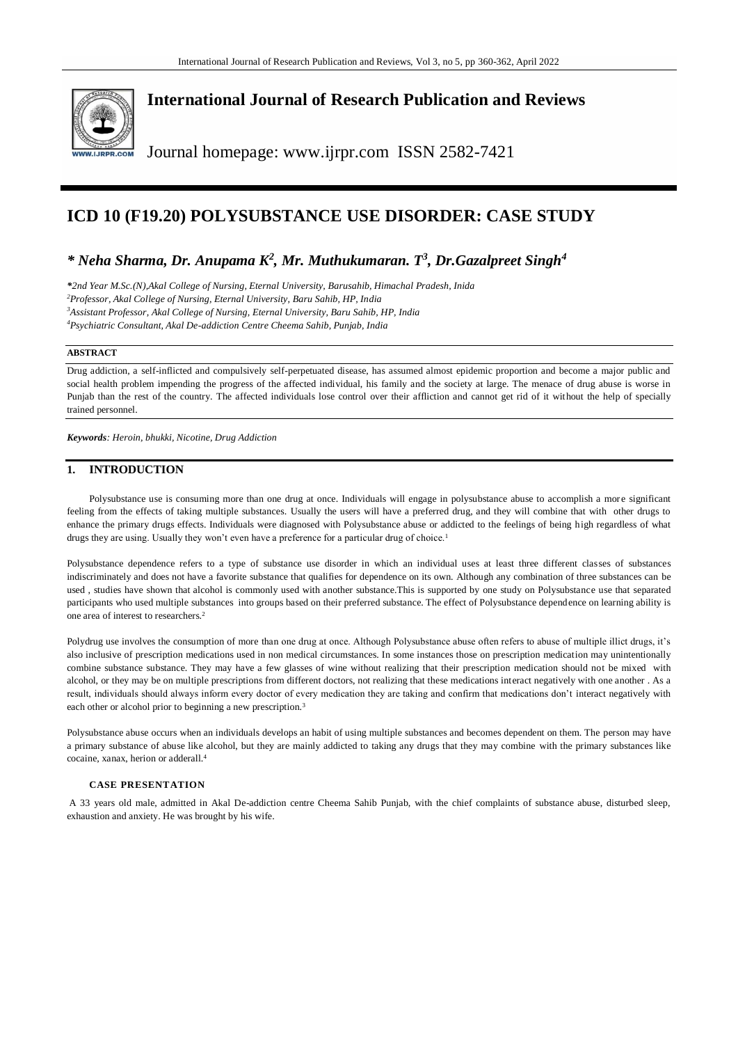# International Journal of Research Publication and Reviews

Journal homepage: www.ijrpr.com ISSN 2582-7421

# ICD 10 (F19.20) POLYSUBSTANCE USE DISORDER: CASE STUDY

***\* Neha Sharma, Dr. Anupama K[2], Mr. Muthukumaran. T[3], Dr.Gazalpreet Singh[4]***

*\*2nd Year M.Sc.(N),Akal College of Nursing, Eternal University, Barusahib, Himachal Pradesh, Inida*
*[2]Professor, Akal College of Nursing, Eternal University, Baru Sahib, HP, India*
*[3]Assistant Professor, Akal College of Nursing, Eternal University, Baru Sahib, HP, India*
*[4]Psychiatric Consultant, Akal De-addiction Centre Cheema Sahib, Punjab, India*

## ABSTRACT

Drug addiction, a self-inflicted and compulsively self-perpetuated disease, has assumed almost epidemic proportion and become a major public and social health problem impending the progress of the affected individual, his family and the society at large. The menace of drug abuse is worse in Punjab than the rest of the country. The affected individuals lose control over their affliction and cannot get rid of it without the help of specially trained personnel.

***Keywords****: Heroin, bhukki, Nicotine, Drug Addiction*

## 1. INTRODUCTION

Polysubstance use is consuming more than one drug at once. Individuals will engage in polysubstance abuse to accomplish a more significant feeling from the effects of taking multiple substances. Usually the users will have a preferred drug, and they will combine that with other drugs to enhance the primary drugs effects. Individuals were diagnosed with Polysubstance abuse or addicted to the feelings of being high regardless of what drugs they are using. Usually they won't even have a preference for a particular drug of choice.[1]

Polysubstance dependence refers to a type of substance use disorder in which an individual uses at least three different classes of substances indiscriminately and does not have a favorite substance that qualifies for dependence on its own. Although any combination of three substances can be used , studies have shown that alcohol is commonly used with another substance.This is supported by one study on Polysubstance use that separated participants who used multiple substances into groups based on their preferred substance. The effect of Polysubstance dependence on learning ability is one area of interest to researchers.[2]

Polydrug use involves the consumption of more than one drug at once. Although Polysubstance abuse often refers to abuse of multiple illict drugs, it's also inclusive of prescription medications used in non medical circumstances. In some instances those on prescription medication may unintentionally combine substance substance. They may have a few glasses of wine without realizing that their prescription medication should not be mixed with alcohol, or they may be on multiple prescriptions from different doctors, not realizing that these medications interact negatively with one another . As a result, individuals should always inform every doctor of every medication they are taking and confirm that medications don't interact negatively with each other or alcohol prior to beginning a new prescription.[3]

Polysubstance abuse occurs when an individuals develops an habit of using multiple substances and becomes dependent on them. The person may have a primary substance of abuse like alcohol, but they are mainly addicted to taking any drugs that they may combine with the primary substances like cocaine, xanax, herion or adderall.[4]

### CASE PRESENTATION

A 33 years old male, admitted in Akal De-addiction centre Cheema Sahib Punjab, with the chief complaints of substance abuse, disturbed sleep, exhaustion and anxiety. He was brought by his wife.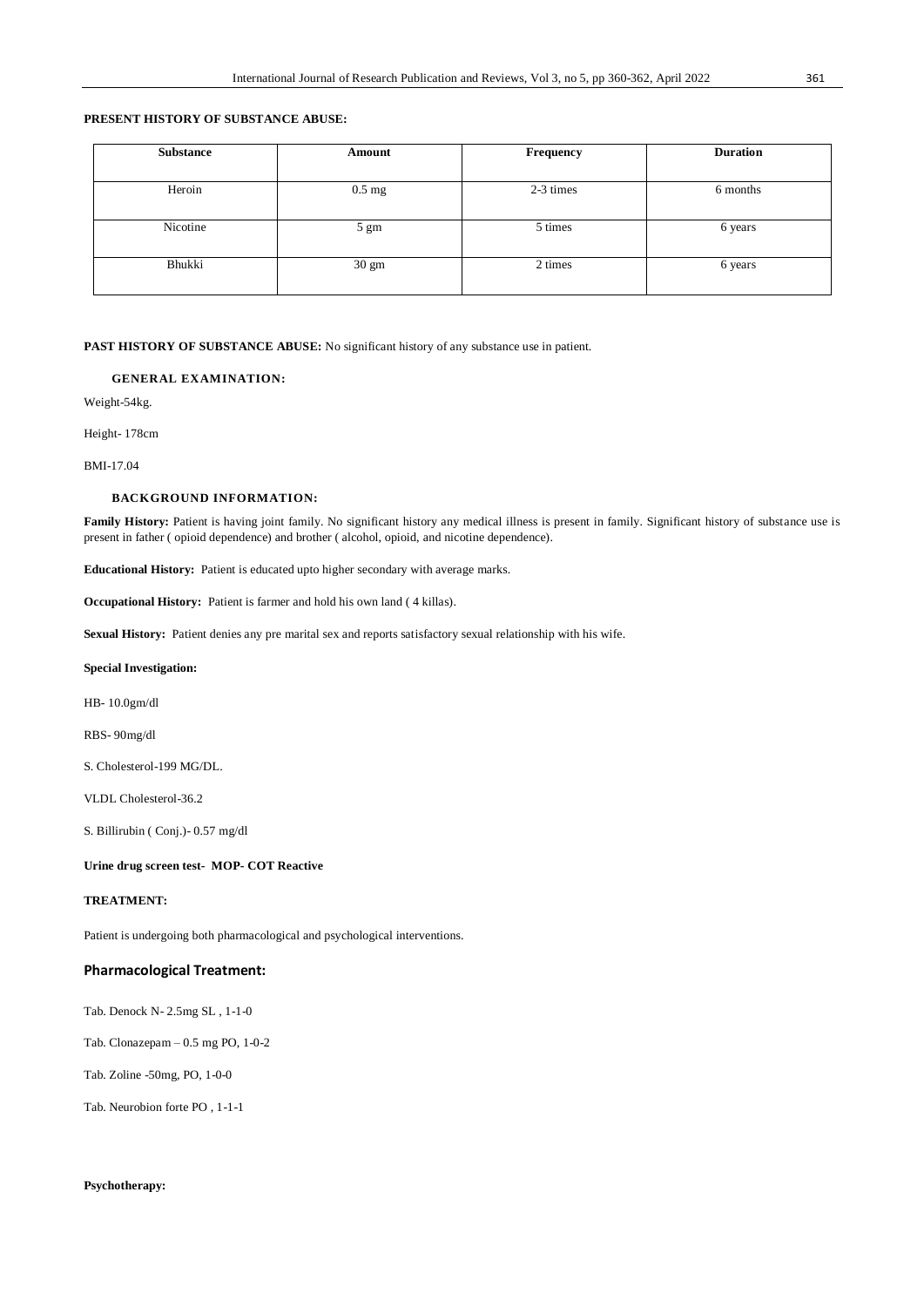**PRESENT HISTORY OF SUBSTANCE ABUSE:**

| Substance | Amount | Frequency | Duration |
|---|---|---|---|
| Heroin | 0.5 mg | 2-3 times | 6 months |
| Nicotine | 5 gm | 5 times | 6 years |
| Bhukki | 30 gm | 2 times | 6 years |

**PAST HISTORY OF SUBSTANCE ABUSE:** No significant history of any substance use in patient.

**GENERAL EXAMINATION:**

Weight-54kg.

Height- 178cm

BMI-17.04

**BACKGROUND INFORMATION:**

**Family History:** Patient is having joint family. No significant history any medical illness is present in family. Significant history of substance use is present in father ( opioid dependence) and brother ( alcohol, opioid, and nicotine dependence).

**Educational History:** Patient is educated upto higher secondary with average marks.

**Occupational History:** Patient is farmer and hold his own land ( 4 killas).

**Sexual History:** Patient denies any pre marital sex and reports satisfactory sexual relationship with his wife.

**Special Investigation:**

HB- 10.0gm/dl

RBS- 90mg/dl

S. Cholesterol-199 MG/DL.

VLDL Cholesterol-36.2

S. Billirubin ( Conj.)- 0.57 mg/dl

**Urine drug screen test- MOP- COT Reactive**

**TREATMENT:**

Patient is undergoing both pharmacological and psychological interventions.

## Pharmacological Treatment:

Tab. Denock N- 2.5mg SL , 1-1-0

Tab. Clonazepam – 0.5 mg PO, 1-0-2

Tab. Zoline -50mg, PO, 1-0-0

Tab. Neurobion forte PO , 1-1-1

**Psychotherapy:**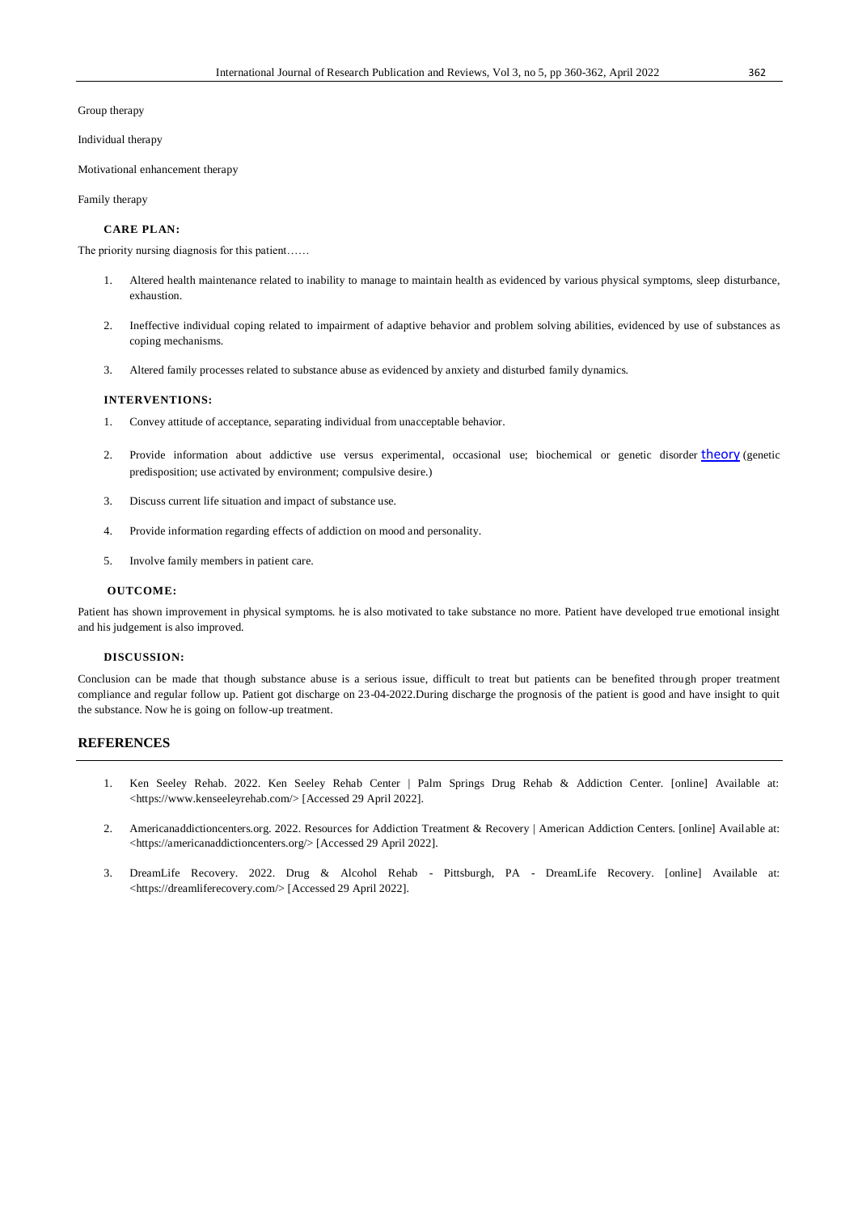Group therapy

Individual therapy

Motivational enhancement therapy

Family therapy

### CARE PLAN:

The priority nursing diagnosis for this patient……

1. Altered health maintenance related to inability to manage to maintain health as evidenced by various physical symptoms, sleep disturbance, exhaustion.
2. Ineffective individual coping related to impairment of adaptive behavior and problem solving abilities, evidenced by use of substances as coping mechanisms.
3. Altered family processes related to substance abuse as evidenced by anxiety and disturbed family dynamics.

### INTERVENTIONS:

1. Convey attitude of acceptance, separating individual from unacceptable behavior.
2. Provide information about addictive use versus experimental, occasional use; biochemical or genetic disorder theory (genetic predisposition; use activated by environment; compulsive desire.)
3. Discuss current life situation and impact of substance use.
4. Provide information regarding effects of addiction on mood and personality.
5. Involve family members in patient care.

### OUTCOME:

Patient has shown improvement in physical symptoms. he is also motivated to take substance no more. Patient have developed true emotional insight and his judgement is also improved.

### DISCUSSION:

Conclusion can be made that though substance abuse is a serious issue, difficult to treat but patients can be benefited through proper treatment compliance and regular follow up. Patient got discharge on 23-04-2022.During discharge the prognosis of the patient is good and have insight to quit the substance. Now he is going on follow-up treatment.

## REFERENCES

1. Ken Seeley Rehab. 2022. Ken Seeley Rehab Center | Palm Springs Drug Rehab & Addiction Center. [online] Available at: <https://www.kenseeleyrehab.com/> [Accessed 29 April 2022].
2. Americanaddictioncenters.org. 2022. Resources for Addiction Treatment & Recovery | American Addiction Centers. [online] Available at: <https://americanaddictioncenters.org/> [Accessed 29 April 2022].
3. DreamLife Recovery. 2022. Drug & Alcohol Rehab - Pittsburgh, PA - DreamLife Recovery. [online] Available at: <https://dreamliferecovery.com/> [Accessed 29 April 2022].